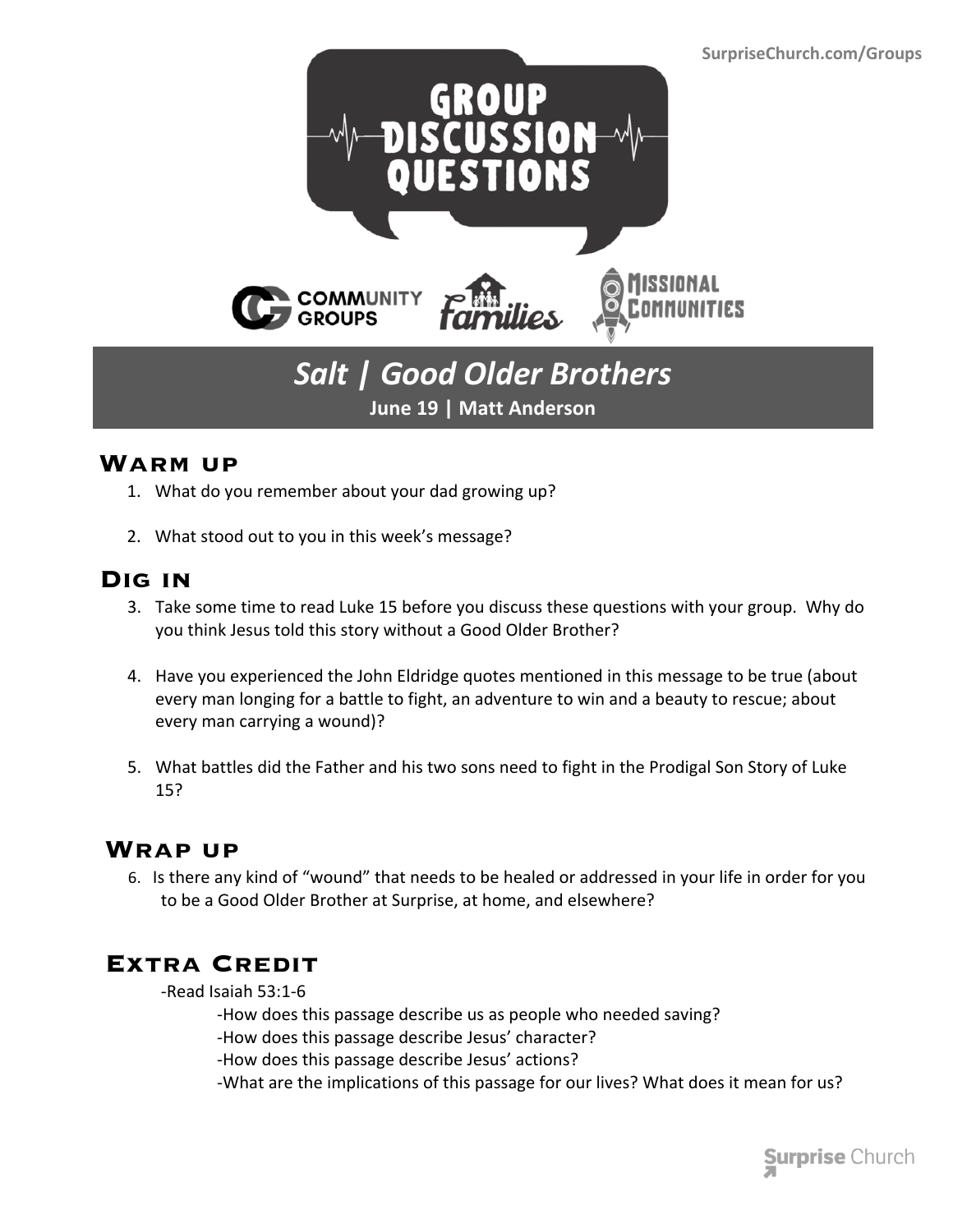SurpriseChurch.com/Groups

# GROUP DISCUSSION QUESTIONS

COMMUNITY GROUPS | Families | MISSIONAL COMMUNITIES

## *Salt | Good Older Brothers*

**June 19 | Matt Anderson**

## Warm up

1. What do you remember about your dad growing up?
2. What stood out to you in this week's message?

## Dig in

3. Take some time to read Luke 15 before you discuss these questions with your group. Why do you think Jesus told this story without a Good Older Brother?
4. Have you experienced the John Eldridge quotes mentioned in this message to be true (about every man longing for a battle to fight, an adventure to win and a beauty to rescue; about every man carrying a wound)?
5. What battles did the Father and his two sons need to fight in the Prodigal Son Story of Luke 15?

## Wrap up

6. Is there any kind of "wound" that needs to be healed or addressed in your life in order for you to be a Good Older Brother at Surprise, at home, and elsewhere?

## Extra Credit

-Read Isaiah 53:1-6

- -How does this passage describe us as people who needed saving?
- -How does this passage describe Jesus' character?
- -How does this passage describe Jesus' actions?
- -What are the implications of this passage for our lives? What does it mean for us?

Surprise Church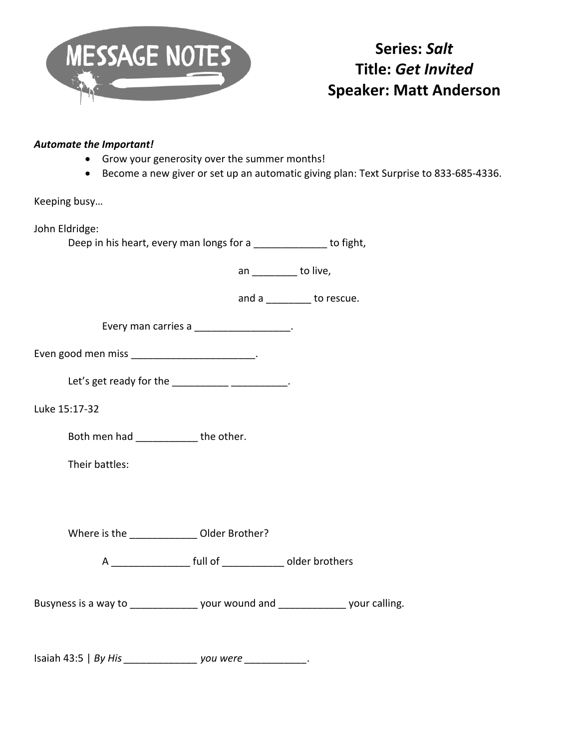MESSAGE NOTES

**Series:** ***Salt***
**Title:** ***Get Invited***
**Speaker: Matt Anderson**

***Automate the Important!***

- Grow your generosity over the summer months!
- Become a new giver or set up an automatic giving plan: Text Surprise to 833-685-4336.

Keeping busy…

John Eldridge:

Deep in his heart, every man longs for a _____________ to fight,

an ________ to live,

and a ________ to rescue.

Every man carries a _________________.

Even good men miss ______________________.

Let's get ready for the __________ __________.

Luke 15:17-32

Both men had ___________ the other.

Their battles:

Where is the ____________ Older Brother?

A ______________ full of ___________ older brothers

Busyness is a way to ____________ your wound and ____________ your calling.

Isaiah 43:5 | *By His _____________ you were ___________.*